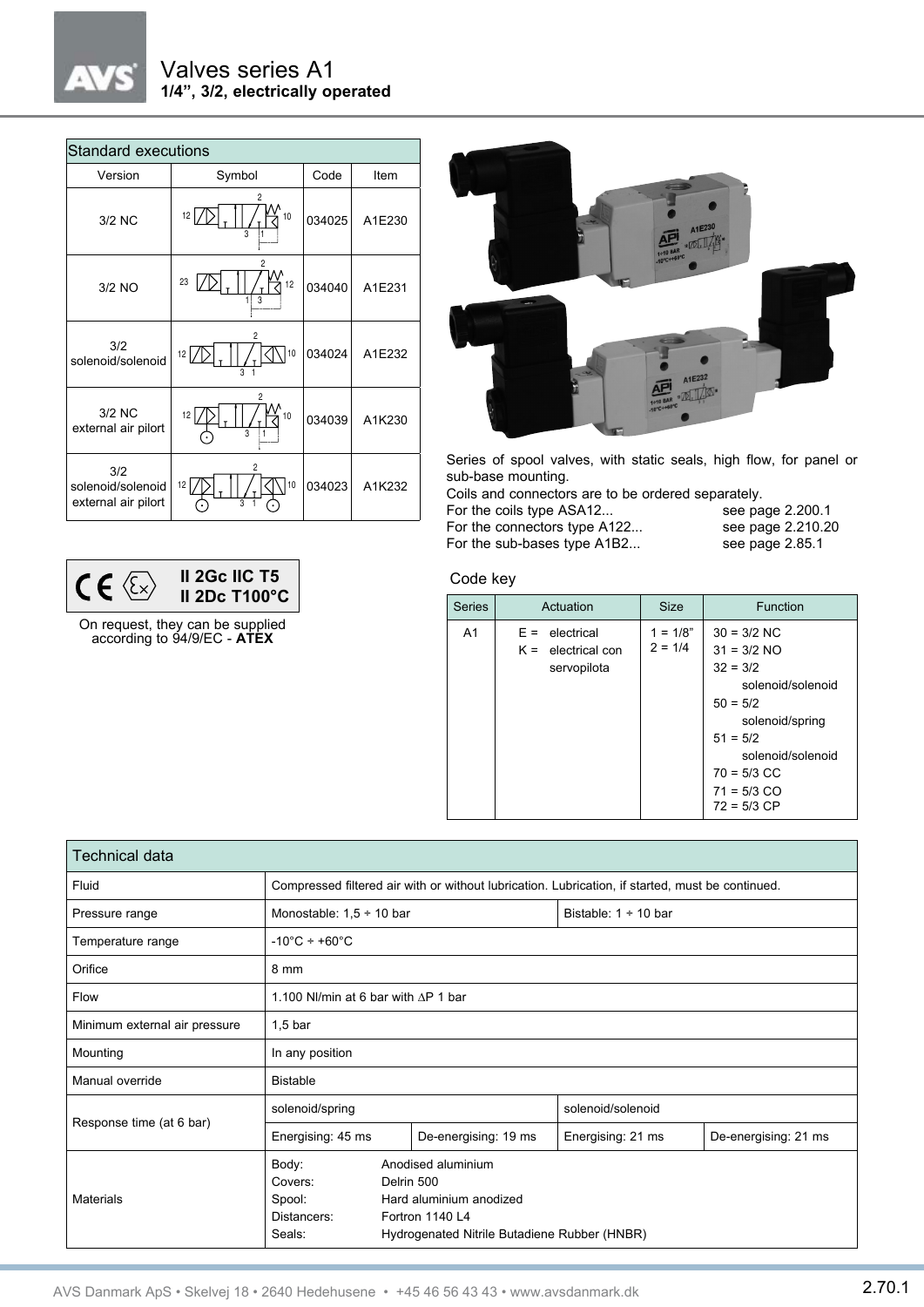# Valves series A1

**1/4", 3/2, electrically operated**

| Standard executions | | | |
|---|---|---|---|
| Version | Symbol | Code | Item |
| 3/2 NC | | 034025 | A1E230 |
| 3/2 NO | | 034040 | A1E231 |
| 3/2 solenoid/solenoid | | 034024 | A1E232 |
| 3/2 NC external air pilort | | 034039 | A1K230 |
| 3/2 solenoid/solenoid external air pilort | | 034023 | A1K232 |

**II 2Gc IIC T5**
**II 2Dc T100°C**

On request, they can be supplied according to 94/9/EC - **ATEX**

Series of spool valves, with static seals, high flow, for panel or sub-base mounting.
Coils and connectors are to be ordered separately.

For the coils type ASA12... see page 2.200.1
For the connectors type A122... see page 2.210.20
For the sub-bases type A1B2... see page 2.85.1

Code key

| Series | Actuation | Size | Function |
|---|---|---|---|
| A1 | E = electrical<br>K = electrical con servopilota | 1 = 1/8"<br>2 = 1/4 | 30 = 3/2 NC<br>31 = 3/2 NO<br>32 = 3/2 solenoid/solenoid<br>50 = 5/2 solenoid/spring<br>51 = 5/2 solenoid/solenoid<br>70 = 5/3 CC<br>71 = 5/3 CO<br>72 = 5/3 CP |

| Technical data | | | | |
|---|---|---|---|---|
| Fluid | Compressed filtered air with or without lubrication. Lubrication, if started, must be continued. | | | |
| Pressure range | Monostable: 1,5 ÷ 10 bar | | Bistable: 1 ÷ 10 bar | |
| Temperature range | -10°C ÷ +60°C | | | |
| Orifice | 8 mm | | | |
| Flow | 1.100 Nl/min at 6 bar with ∆P 1 bar | | | |
| Minimum external air pressure | 1,5 bar | | | |
| Mounting | In any position | | | |
| Manual override | Bistable | | | |
| Response time (at 6 bar) | solenoid/spring | | solenoid/solenoid | |
| | Energising: 45 ms | De-energising: 19 ms | Energising: 21 ms | De-energising: 21 ms |
| Materials | Body: Anodised aluminium<br>Covers: Delrin 500<br>Spool: Hard aluminium anodized<br>Distancers: Fortron 1140 L4<br>Seals: Hydrogenated Nitrile Butadiene Rubber (HNBR) | | | |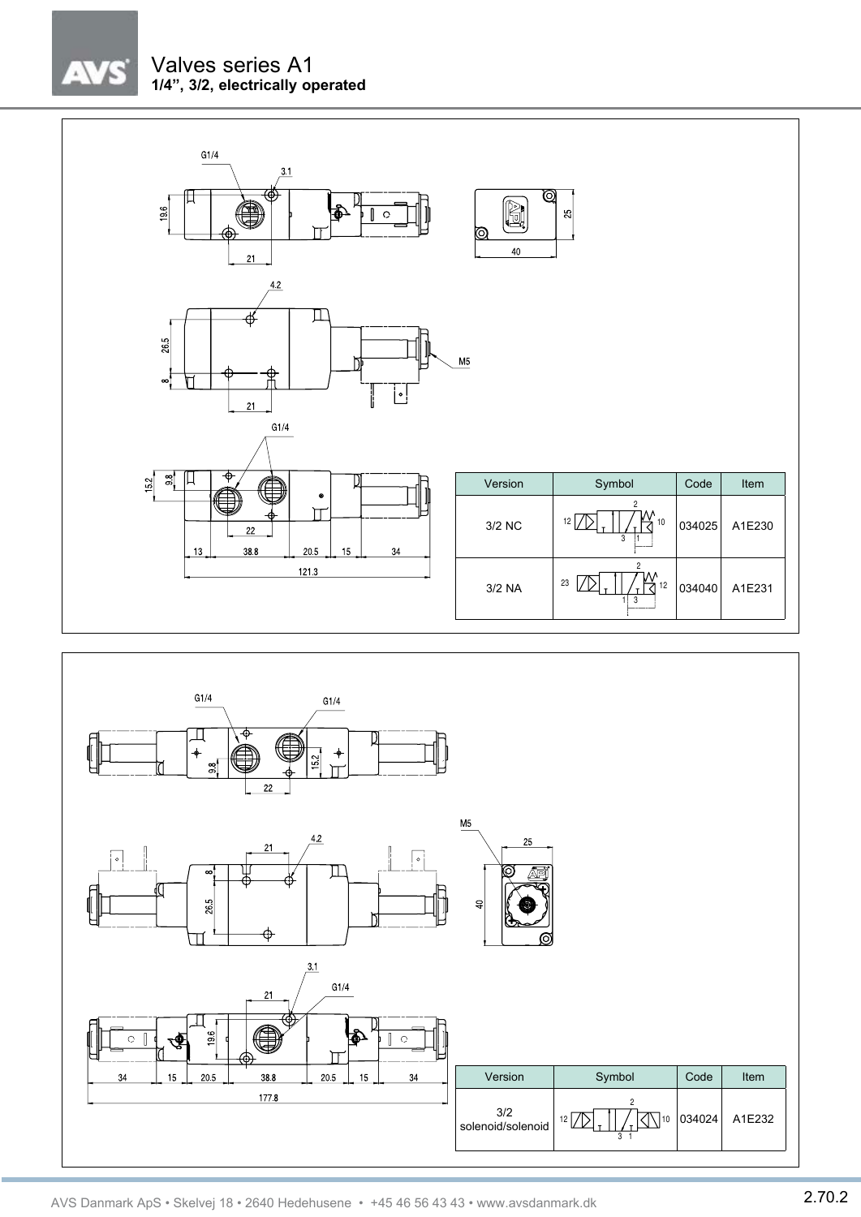# Valves series A1

**1/4", 3/2, electrically operated**

G1/4

3.1

19.6

21

25

40

4.2

26.5

8

21

M5

G1/4

15.2

9.8

22

13 | 38.8 | 20.5 | 15 | 34

121.3

| Version | Symbol | Code | Item |
|---|---|---|---|
| 3/2 NC | 12 / 10 / 2 / 3 1 | 034025 | A1E230 |
| 3/2 NA | 23 / 12 / 2 / 1 3 | 034040 | A1E231 |

G1/4 G1/4

9.8 15.2

22

M5

25

21 4.2

8

26.5

40

3.1

G1/4

21

19.6

34 | 15 | 20.5 | 38.8 | 20.5 | 15 | 34

177.8

| Version | Symbol | Code | Item |
|---|---|---|---|
| 3/2 solenoid/solenoid | 12 / 10 / 2 / 3 1 | 034024 | A1E232 |

AVS Danmark ApS • Skelvej 18 • 2640 Hedehusene • +45 46 56 43 43 • www.avsdanmark.dk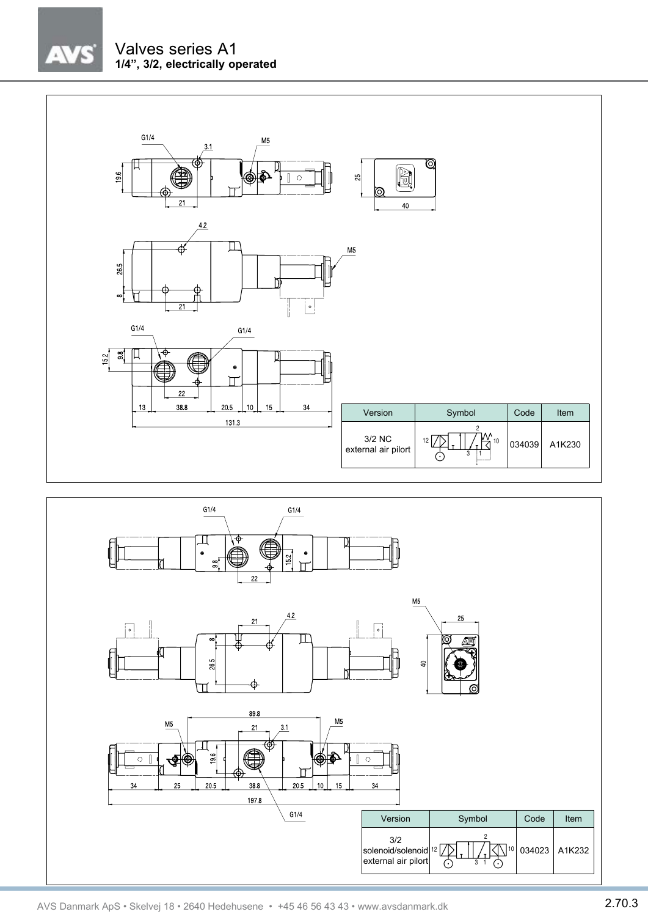# Valves series A1

**1/4", 3/2, electrically operated**

G1/4
3.1
M5
19.6
21
25
40
4.2
M5
26.5
8
21
G1/4
G1/4
15.2
9.8
22
13
38.8
20.5
10
15
34
131.3

| Version | Symbol | Code | Item |
|---|---|---|---|
| 3/2 NC external air pilort | 12 2 3 1 10 | 034039 | A1K230 |

G1/4
G1/4
9.8
15.2
22
M5
25
21
4.2
8
26.5
40
89.8
M5
21
3.1
M5
19.6
34
25
20.5
38.8
20.5
10
15
34
197.8
G1/4

| Version | Symbol | Code | Item |
|---|---|---|---|
| 3/2 solenoid/solenoid external air pilort | 12 2 3 1 10 | 034023 | A1K232 |

AVS Danmark ApS • Skelvej 18 • 2640 Hedehusene • +45 46 56 43 43 • www.avsdanmark.dk